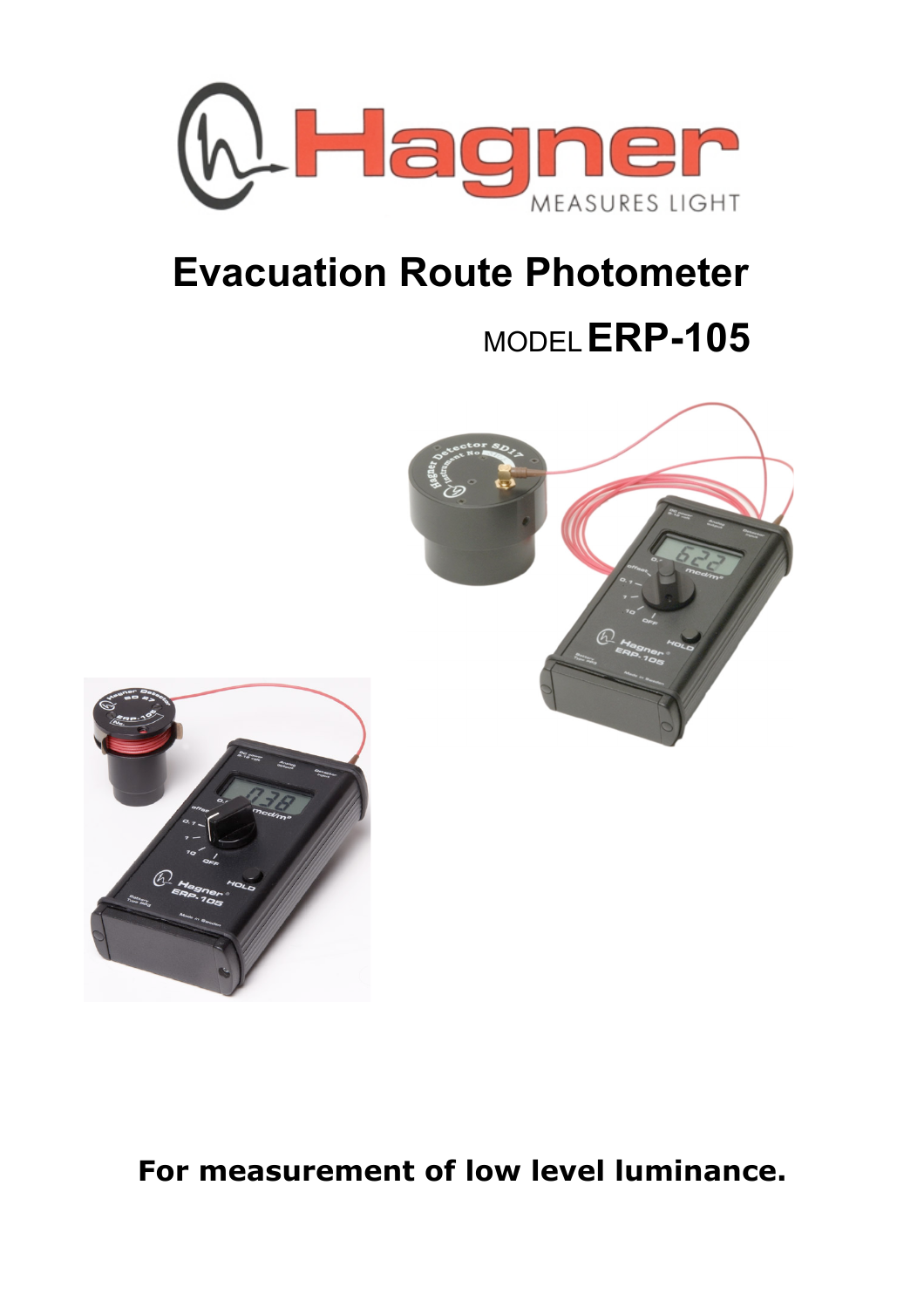# Evacuation Route Photometer

## MODEL ERP-105

**For measurement of low level luminance.**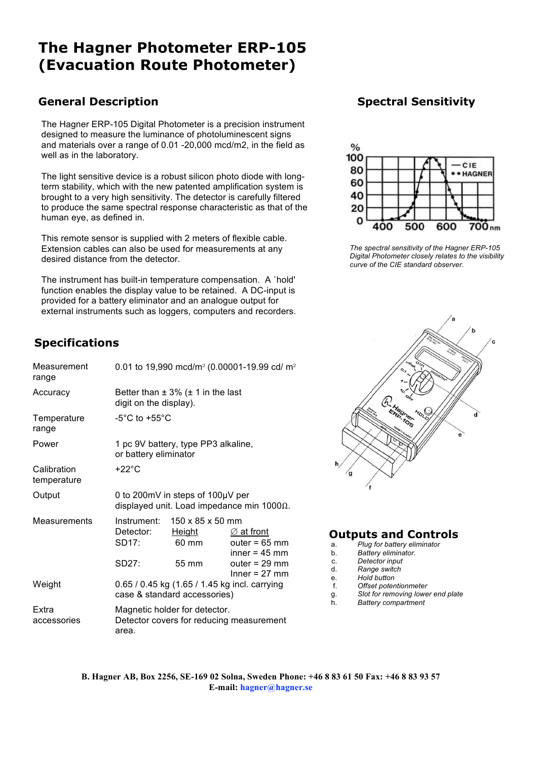# The Hagner Photometer ERP-105 (Evacuation Route Photometer)

## General Description

The Hagner ERP-105 Digital Photometer is a precision instrument designed to measure the luminance of photoluminescent signs and materials over a range of 0.01 -20,000 mcd/m2, in the field as well as in the laboratory.

The light sensitive device is a robust silicon photo diode with long-term stability, which with the new patented amplification system is brought to a very high sensitivity. The detector is carefully filtered to produce the same spectral response characteristic as that of the human eye, as defined in.

This remote sensor is supplied with 2 meters of flexible cable. Extension cables can also be used for measurements at any desired distance from the detector.

The instrument has built-in temperature compensation. A `hold' function enables the display value to be retained. A DC-input is provided for a battery eliminator and an analogue output for external instruments such as loggers, computers and recorders.

## Spectral Sensitivity

%
100
80
60
40
20
0
400 500 600 700 nm
— CIE
•• HAGNER

*The spectral sensitivity of the Hagner ERP-105 Digital Photometer closely relates to the visibility curve of the CIE standard observer.*

## Specifications

| | | | |
|---|---|---|---|
| Measurement range | 0.01 to 19,990 mcd/m² (0.00001-19.99 cd/ m²) | | |
| Accuracy | Better than ± 3% (± 1 in the last digit on the display). | | |
| Temperature range | -5°C to +55°C | | |
| Power | 1 pc 9V battery, type PP3 alkaline, or battery eliminator | | |
| Calibration temperature | +22°C | | |
| Output | 0 to 200mV in steps of 100µV per displayed unit. Load impedance min 1000Ω. | | |
| Measurements | Instrument: | 150 x 85 x 50 mm | |
| | Detector: | Height | ∅ at front |
| | SD17: | 60 mm | outer = 65 mm<br>inner = 45 mm |
| | SD27: | 55 mm | outer = 29 mm<br>Inner = 27 mm |
| Weight | 0.65 / 0.45 kg (1.65 / 1.45 kg incl. carrying case & standard accessories) | | |
| Extra accessories | Magnetic holder for detector.<br>Detector covers for reducing measurement area. | | |

## Outputs and Controls

a. *Plug for battery eliminator*
b. *Battery eliminator.*
c. *Detector input*
d. *Range switch*
e. *Hold button*
f. *Offset potentionmeter*
g. *Slot for removing lower end plate*
h. *Battery compartment*

**B. Hagner AB, Box 2256, SE-169 02 Solna, Sweden Phone: +46 8 83 61 50 Fax: +46 8 83 93 57**
**E-mail: hagner@hagner.se**